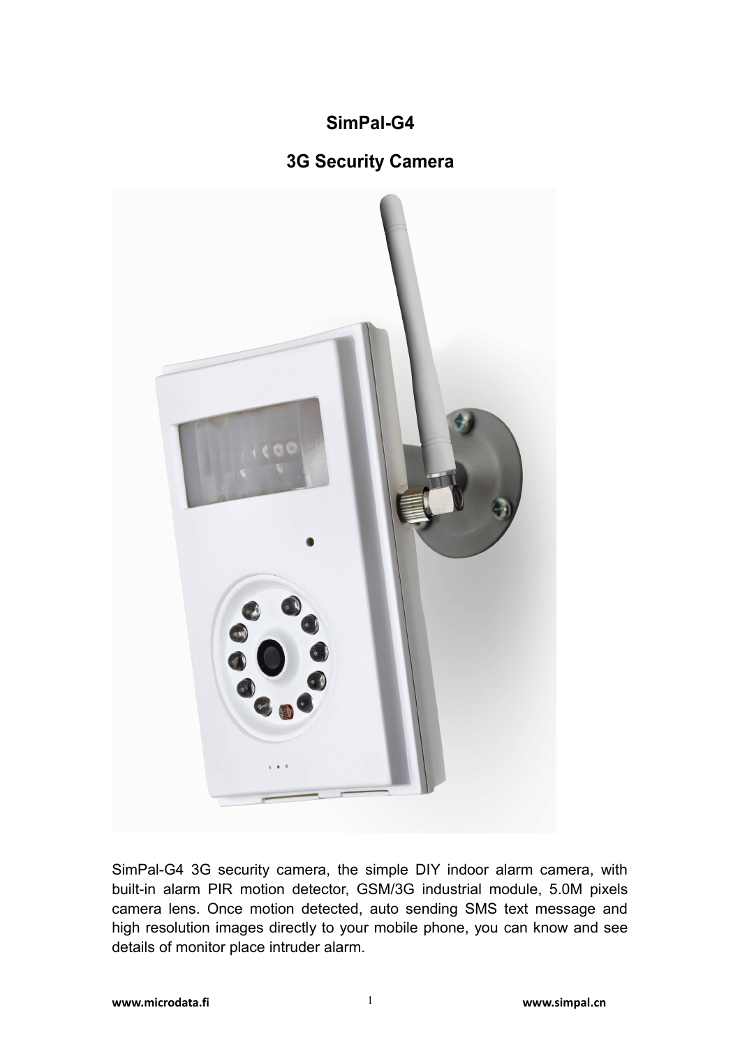# SimPal-G4

## 3G Security Camera

SimPal-G4 3G security camera, the simple DIY indoor alarm camera, with built-in alarm PIR motion detector, GSM/3G industrial module, 5.0M pixels camera lens. Once motion detected, auto sending SMS text message and high resolution images directly to your mobile phone, you can know and see details of monitor place intruder alarm.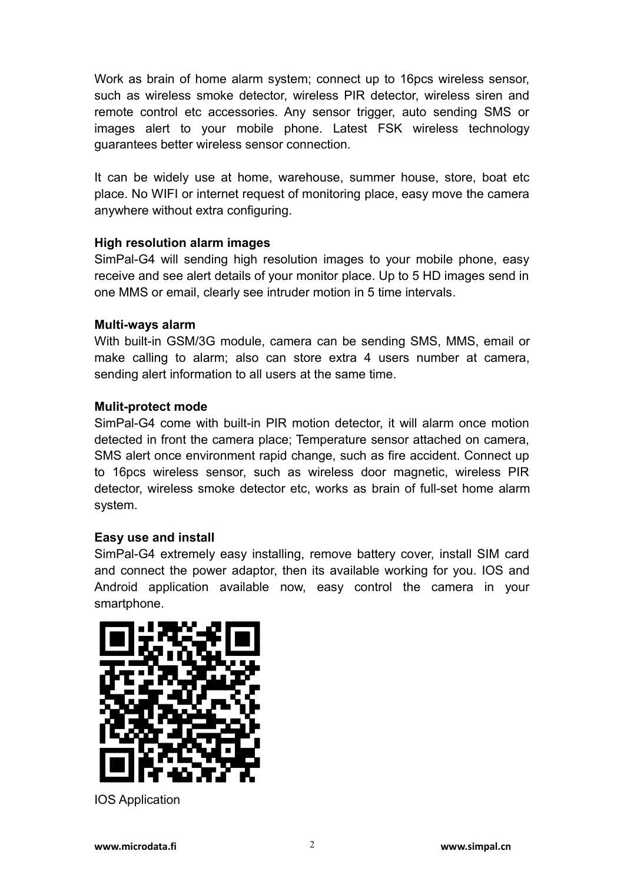Work as brain of home alarm system; connect up to 16pcs wireless sensor, such as wireless smoke detector, wireless PIR detector, wireless siren and remote control etc accessories. Any sensor trigger, auto sending SMS or images alert to your mobile phone. Latest FSK wireless technology guarantees better wireless sensor connection.

It can be widely use at home, warehouse, summer house, store, boat etc place. No WIFI or internet request of monitoring place, easy move the camera anywhere without extra configuring.

**High resolution alarm images**

SimPal-G4 will sending high resolution images to your mobile phone, easy receive and see alert details of your monitor place. Up to 5 HD images send in one MMS or email, clearly see intruder motion in 5 time intervals.

**Multi-ways alarm**

With built-in GSM/3G module, camera can be sending SMS, MMS, email or make calling to alarm; also can store extra 4 users number at camera, sending alert information to all users at the same time.

**Mulit-protect mode**

SimPal-G4 come with built-in PIR motion detector, it will alarm once motion detected in front the camera place; Temperature sensor attached on camera, SMS alert once environment rapid change, such as fire accident. Connect up to 16pcs wireless sensor, such as wireless door magnetic, wireless PIR detector, wireless smoke detector etc, works as brain of full-set home alarm system.

**Easy use and install**

SimPal-G4 extremely easy installing, remove battery cover, install SIM card and connect the power adaptor, then its available working for you. IOS and Android application available now, easy control the camera in your smartphone.

IOS Application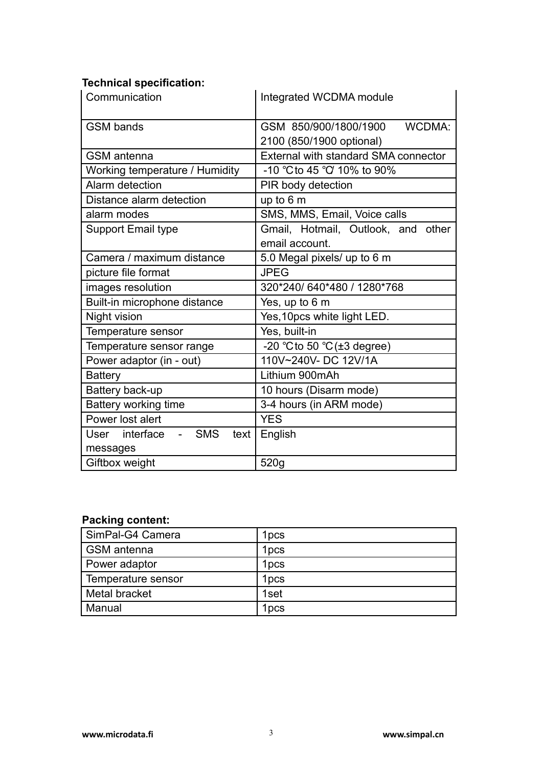**Technical specification:**

| | |
|---|---|
| Communication | Integrated WCDMA module |
| GSM bands | GSM 850/900/1800/1900 WCDMA: 2100 (850/1900 optional) |
| GSM antenna | External with standard SMA connector |
| Working temperature / Humidity | -10 ℃to 45 ℃/ 10% to 90% |
| Alarm detection | PIR body detection |
| Distance alarm detection | up to 6 m |
| alarm modes | SMS, MMS, Email, Voice calls |
| Support Email type | Gmail, Hotmail, Outlook, and other email account. |
| Camera / maximum distance | 5.0 Megal pixels/ up to 6 m |
| picture file format | JPEG |
| images resolution | 320*240/ 640*480 / 1280*768 |
| Built-in microphone distance | Yes, up to 6 m |
| Night vision | Yes,10pcs white light LED. |
| Temperature sensor | Yes, built-in |
| Temperature sensor range | -20 ℃to 50 ℃(±3 degree) |
| Power adaptor (in - out) | 110V~240V- DC 12V/1A |
| Battery | Lithium 900mAh |
| Battery back-up | 10 hours (Disarm mode) |
| Battery working time | 3-4 hours (in ARM mode) |
| Power lost alert | YES |
| User interface - SMS text messages | English |
| Giftbox weight | 520g |

**Packing content:**

| | |
|---|---|
| SimPal-G4 Camera | 1pcs |
| GSM antenna | 1pcs |
| Power adaptor | 1pcs |
| Temperature sensor | 1pcs |
| Metal bracket | 1set |
| Manual | 1pcs |